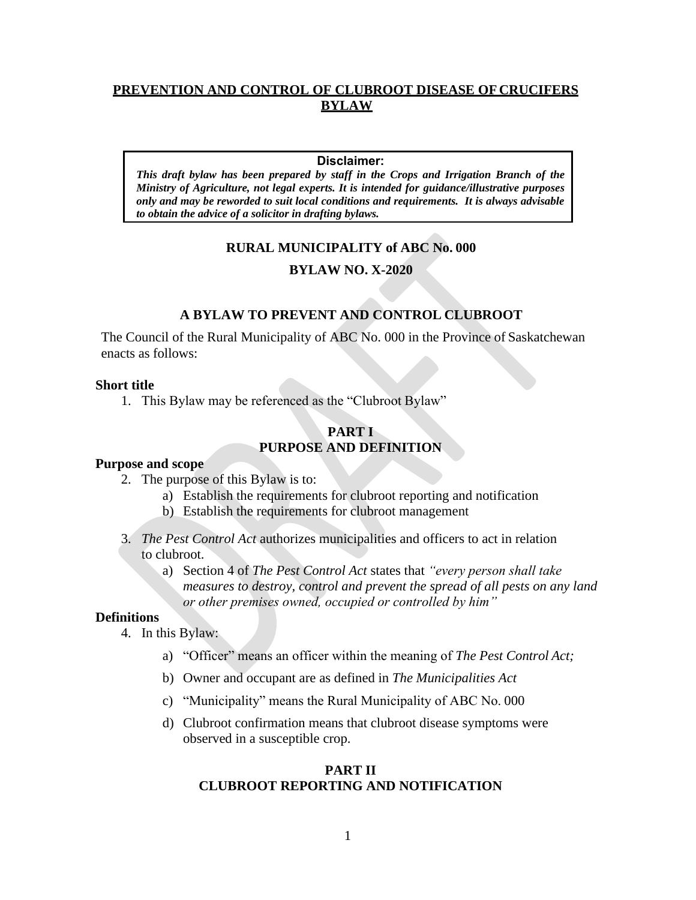# PREVENTION AND CONTROL OF CLUBROOT DISEASE OF CRUCIFERS BYLAW

> **Disclaimer:**
> ***This draft bylaw has been prepared by staff in the Crops and Irrigation Branch of the Ministry of Agriculture, not legal experts. It is intended for guidance/illustrative purposes only and may be reworded to suit local conditions and requirements. It is always advisable to obtain the advice of a solicitor in drafting bylaws.***

**RURAL MUNICIPALITY of ABC No. 000**

**BYLAW NO. X-2020**

## A BYLAW TO PREVENT AND CONTROL CLUBROOT

The Council of the Rural Municipality of ABC No. 000 in the Province of Saskatchewan enacts as follows:

### Short title

1. This Bylaw may be referenced as the "Clubroot Bylaw"

## PART I
## PURPOSE AND DEFINITION

### Purpose and scope

2. The purpose of this Bylaw is to:
   a) Establish the requirements for clubroot reporting and notification
   b) Establish the requirements for clubroot management

3. *The Pest Control Act* authorizes municipalities and officers to act in relation to clubroot.
   a) Section 4 of *The Pest Control Act* states that *"every person shall take measures to destroy, control and prevent the spread of all pests on any land or other premises owned, occupied or controlled by him"*

### Definitions

4. In this Bylaw:
   a) "Officer" means an officer within the meaning of *The Pest Control Act;*
   b) Owner and occupant are as defined in *The Municipalities Act*
   c) "Municipality" means the Rural Municipality of ABC No. 000
   d) Clubroot confirmation means that clubroot disease symptoms were observed in a susceptible crop.

## PART II
## CLUBROOT REPORTING AND NOTIFICATION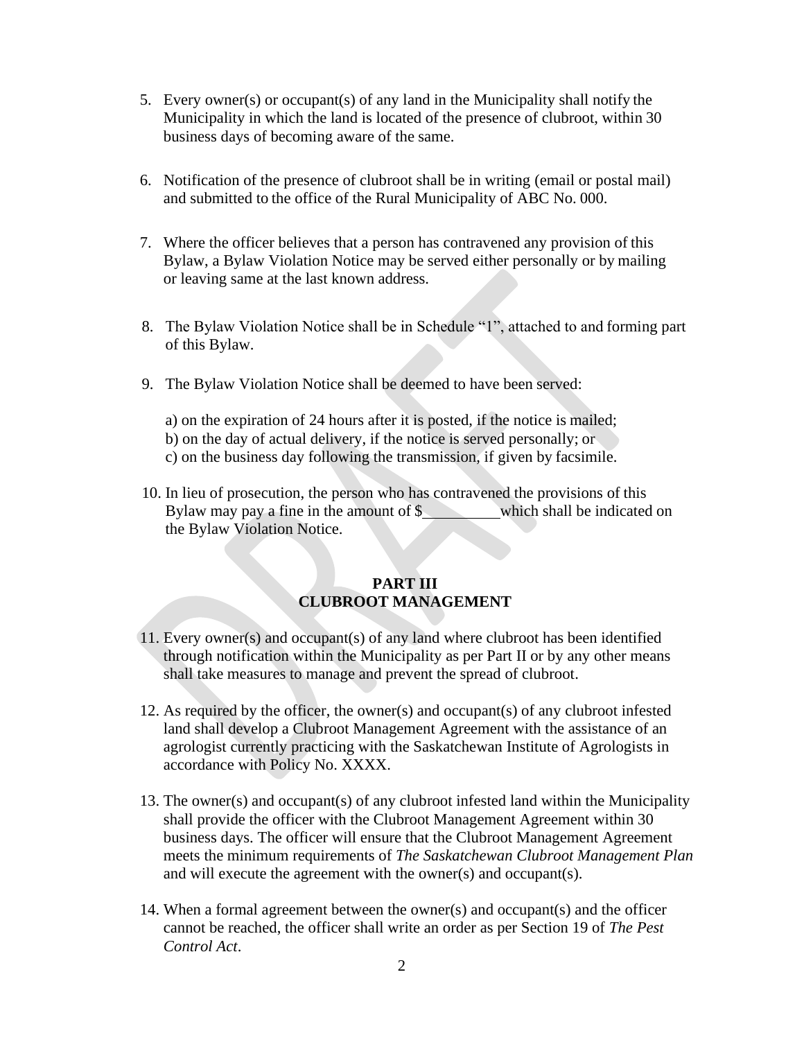5. Every owner(s) or occupant(s) of any land in the Municipality shall notify the Municipality in which the land is located of the presence of clubroot, within 30 business days of becoming aware of the same.

6. Notification of the presence of clubroot shall be in writing (email or postal mail) and submitted to the office of the Rural Municipality of ABC No. 000.

7. Where the officer believes that a person has contravened any provision of this Bylaw, a Bylaw Violation Notice may be served either personally or by mailing or leaving same at the last known address.

8. The Bylaw Violation Notice shall be in Schedule "1", attached to and forming part of this Bylaw.

9. The Bylaw Violation Notice shall be deemed to have been served:

   a) on the expiration of 24 hours after it is posted, if the notice is mailed;
   b) on the day of actual delivery, if the notice is served personally; or
   c) on the business day following the transmission, if given by facsimile.

10. In lieu of prosecution, the person who has contravened the provisions of this Bylaw may pay a fine in the amount of $__________ which shall be indicated on the Bylaw Violation Notice.

## PART III
## CLUBROOT MANAGEMENT

11. Every owner(s) and occupant(s) of any land where clubroot has been identified through notification within the Municipality as per Part II or by any other means shall take measures to manage and prevent the spread of clubroot.

12. As required by the officer, the owner(s) and occupant(s) of any clubroot infested land shall develop a Clubroot Management Agreement with the assistance of an agrologist currently practicing with the Saskatchewan Institute of Agrologists in accordance with Policy No. XXXX.

13. The owner(s) and occupant(s) of any clubroot infested land within the Municipality shall provide the officer with the Clubroot Management Agreement within 30 business days. The officer will ensure that the Clubroot Management Agreement meets the minimum requirements of *The Saskatchewan Clubroot Management Plan* and will execute the agreement with the owner(s) and occupant(s).

14. When a formal agreement between the owner(s) and occupant(s) and the officer cannot be reached, the officer shall write an order as per Section 19 of *The Pest Control Act*.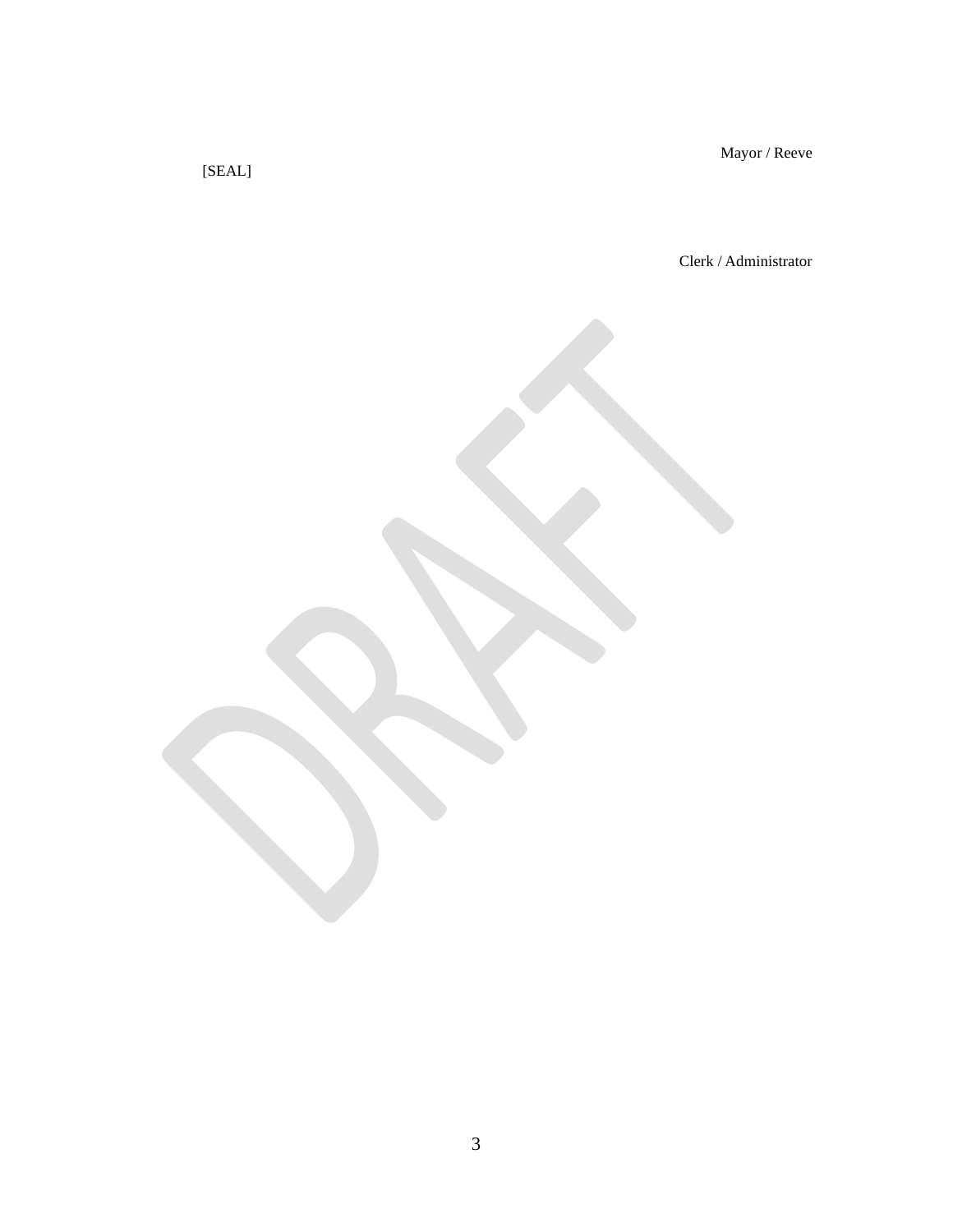Mayor / Reeve

[SEAL]

Clerk / Administrator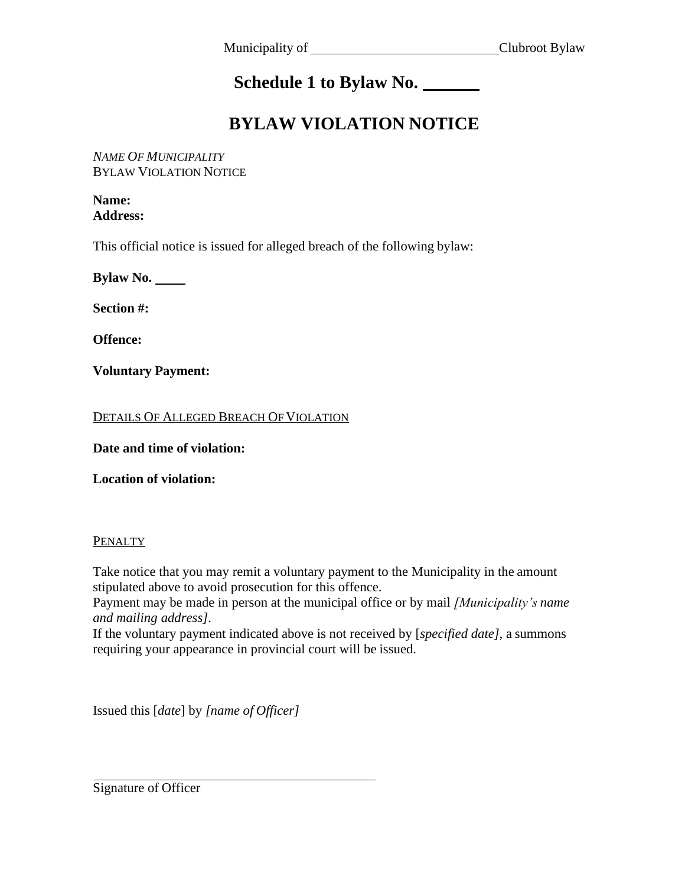# Schedule 1 to Bylaw No. _______

## BYLAW VIOLATION NOTICE

*NAME OF MUNICIPALITY*
BYLAW VIOLATION NOTICE

**Name:**
**Address:**

This official notice is issued for alleged breach of the following bylaw:

**Bylaw No.** _____

**Section #:**

**Offence:**

**Voluntary Payment:**

DETAILS OF ALLEGED BREACH OF VIOLATION

**Date and time of violation:**

**Location of violation:**

PENALTY

Take notice that you may remit a voluntary payment to the Municipality in the amount stipulated above to avoid prosecution for this offence.
Payment may be made in person at the municipal office or by mail *[Municipality's name and mailing address]*.
If the voluntary payment indicated above is not received by [*specified date]*, a summons requiring your appearance in provincial court will be issued.

Issued this [*date*] by *[name of Officer]*

_________________________________________
Signature of Officer